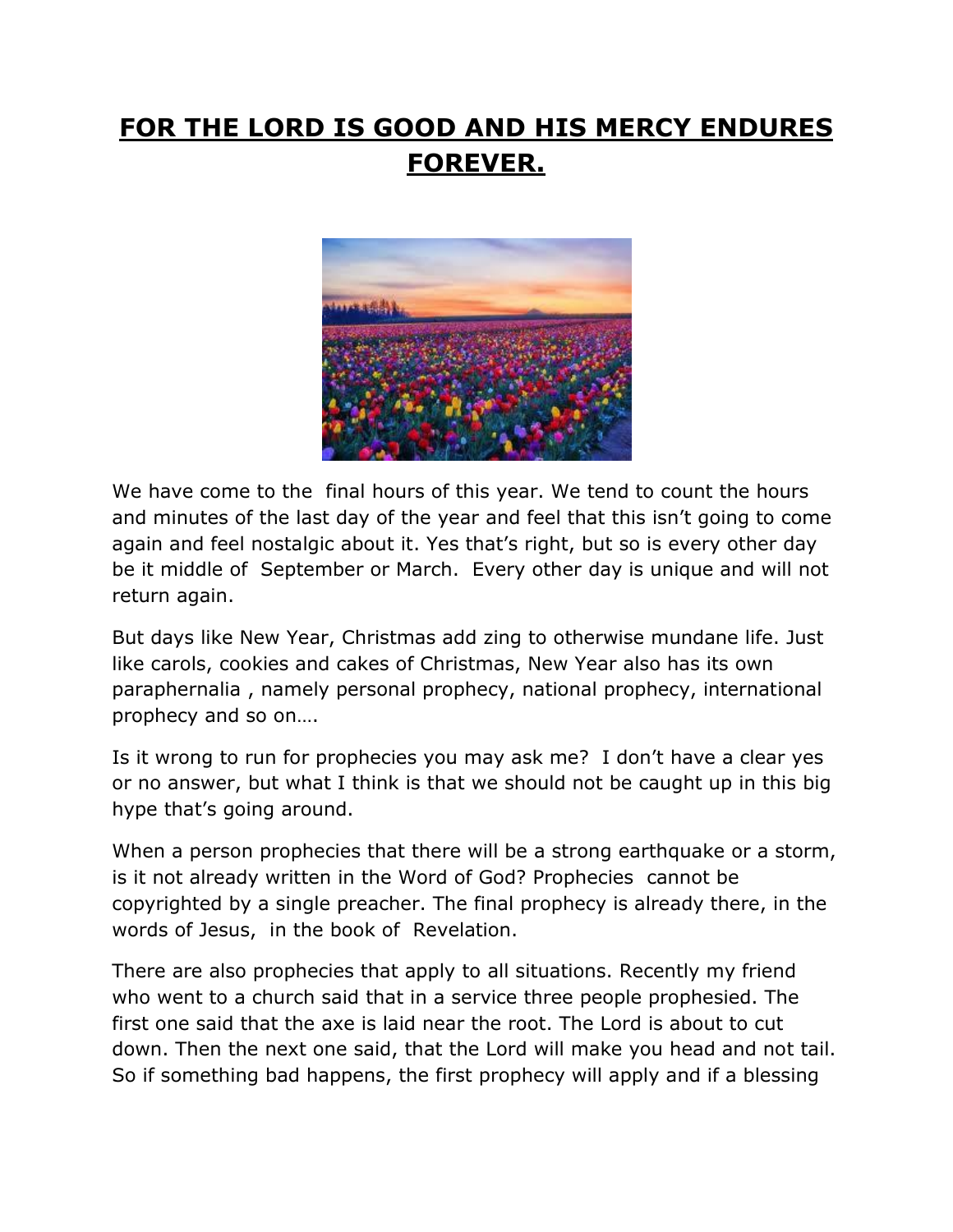# FOR THE LORD IS GOOD AND HIS MERCY ENDURES FOREVER.

We have come to the final hours of this year. We tend to count the hours and minutes of the last day of the year and feel that this isn't going to come again and feel nostalgic about it. Yes that's right, but so is every other day be it middle of September or March. Every other day is unique and will not return again.

But days like New Year, Christmas add zing to otherwise mundane life. Just like carols, cookies and cakes of Christmas, New Year also has its own paraphernalia , namely personal prophecy, national prophecy, international prophecy and so on….

Is it wrong to run for prophecies you may ask me? I don't have a clear yes or no answer, but what I think is that we should not be caught up in this big hype that's going around.

When a person prophecies that there will be a strong earthquake or a storm, is it not already written in the Word of God? Prophecies cannot be copyrighted by a single preacher. The final prophecy is already there, in the words of Jesus, in the book of Revelation.

There are also prophecies that apply to all situations. Recently my friend who went to a church said that in a service three people prophesied. The first one said that the axe is laid near the root. The Lord is about to cut down. Then the next one said, that the Lord will make you head and not tail. So if something bad happens, the first prophecy will apply and if a blessing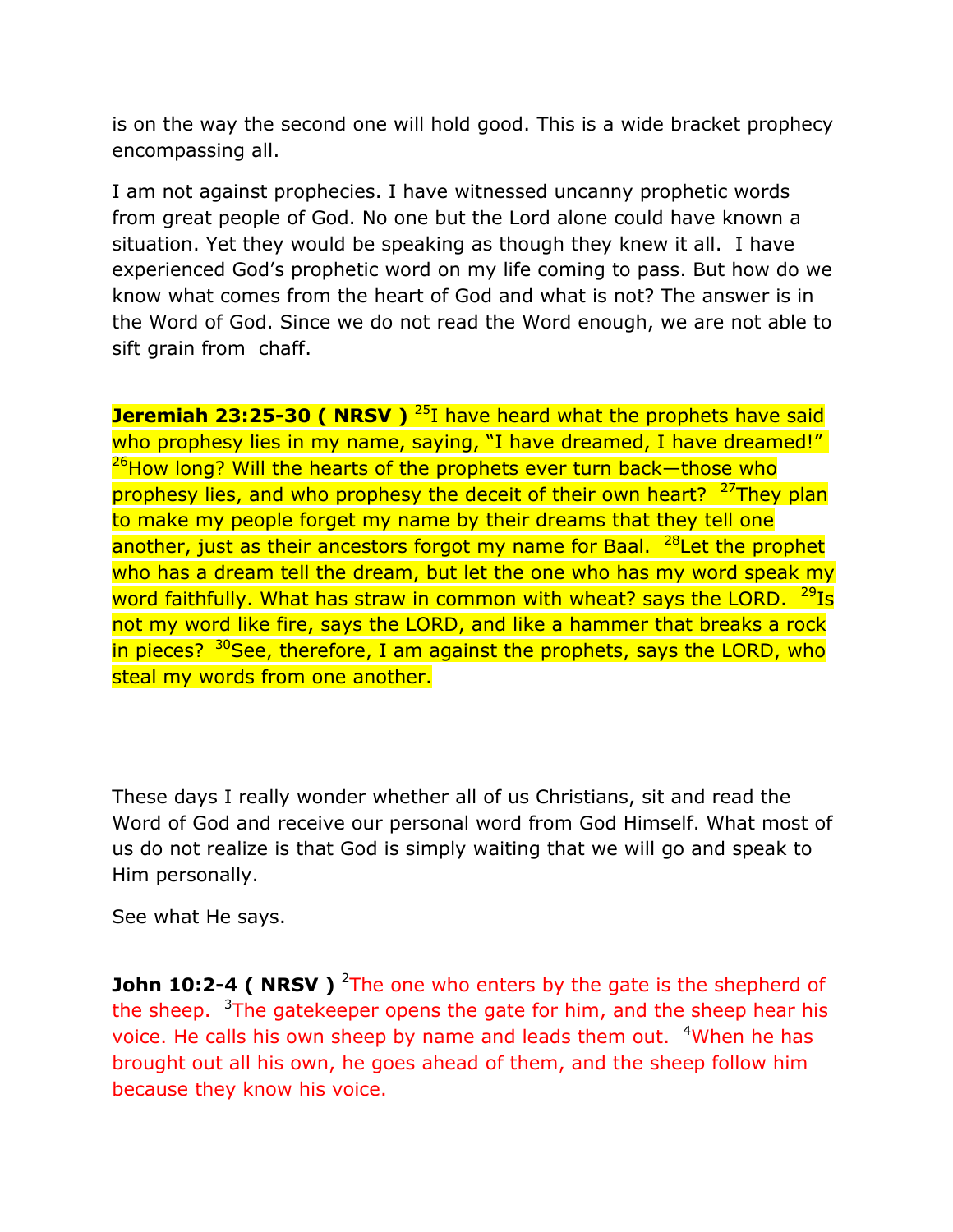is on the way the second one will hold good. This is a wide bracket prophecy encompassing all.

I am not against prophecies. I have witnessed uncanny prophetic words from great people of God. No one but the Lord alone could have known a situation. Yet they would be speaking as though they knew it all. I have experienced God's prophetic word on my life coming to pass. But how do we know what comes from the heart of God and what is not? The answer is in the Word of God. Since we do not read the Word enough, we are not able to sift grain from chaff.

**Jeremiah 23:25-30 ( NRSV )** 25I have heard what the prophets have said who prophesy lies in my name, saying, "I have dreamed, I have dreamed!" 26How long? Will the hearts of the prophets ever turn back—those who prophesy lies, and who prophesy the deceit of their own heart? 27They plan to make my people forget my name by their dreams that they tell one another, just as their ancestors forgot my name for Baal. 28Let the prophet who has a dream tell the dream, but let the one who has my word speak my word faithfully. What has straw in common with wheat? says the LORD. 29Is not my word like fire, says the LORD, and like a hammer that breaks a rock in pieces? 30See, therefore, I am against the prophets, says the LORD, who steal my words from one another.

These days I really wonder whether all of us Christians, sit and read the Word of God and receive our personal word from God Himself. What most of us do not realize is that God is simply waiting that we will go and speak to Him personally.

See what He says.

**John 10:2-4 ( NRSV )** 2The one who enters by the gate is the shepherd of the sheep. 3The gatekeeper opens the gate for him, and the sheep hear his voice. He calls his own sheep by name and leads them out. 4When he has brought out all his own, he goes ahead of them, and the sheep follow him because they know his voice.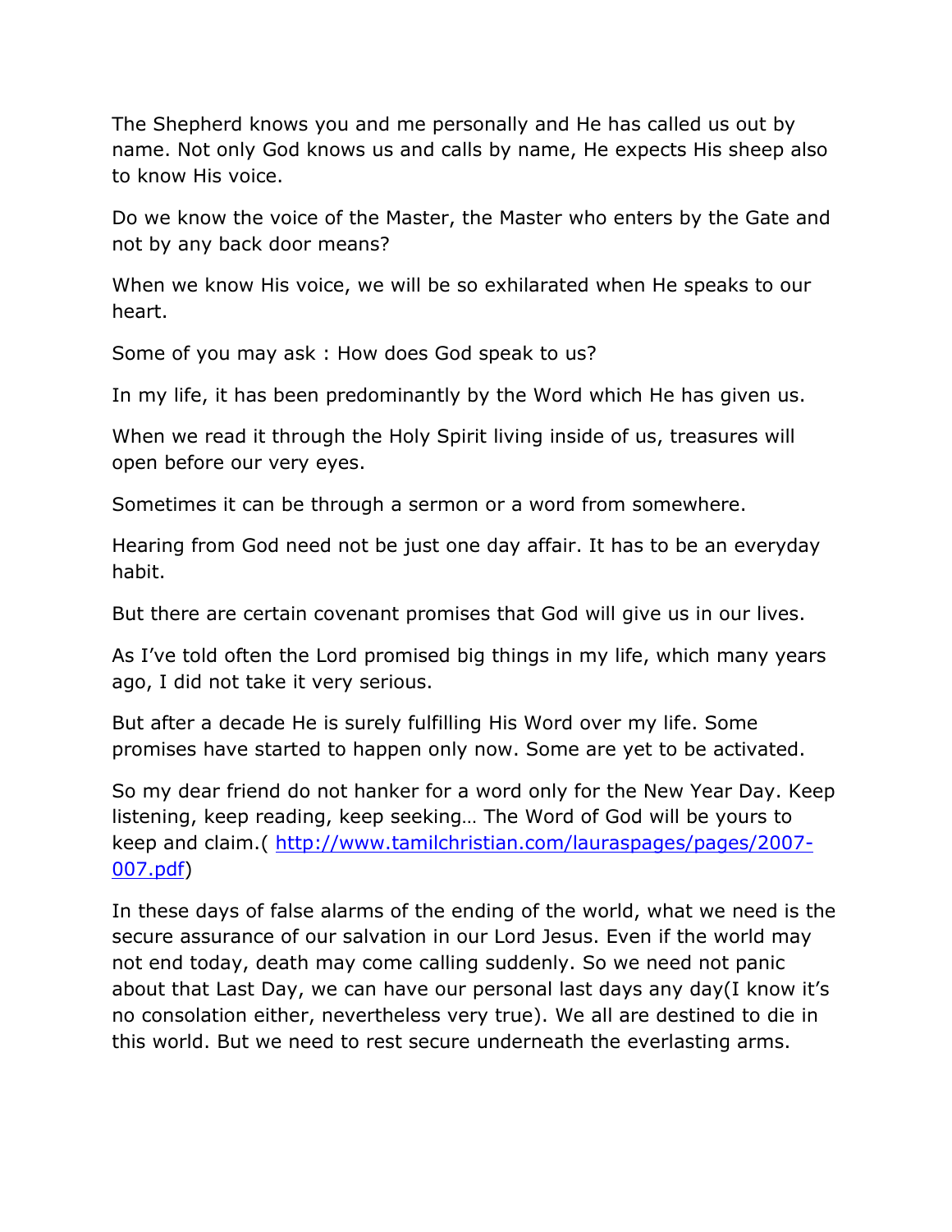The Shepherd knows you and me personally and He has called us out by name. Not only God knows us and calls by name, He expects His sheep also to know His voice.

Do we know the voice of the Master, the Master who enters by the Gate and not by any back door means?

When we know His voice, we will be so exhilarated when He speaks to our heart.

Some of you may ask : How does God speak to us?

In my life, it has been predominantly by the Word which He has given us.

When we read it through the Holy Spirit living inside of us, treasures will open before our very eyes.

Sometimes it can be through a sermon or a word from somewhere.

Hearing from God need not be just one day affair. It has to be an everyday habit.

But there are certain covenant promises that God will give us in our lives.

As I've told often the Lord promised big things in my life, which many years ago, I did not take it very serious.

But after a decade He is surely fulfilling His Word over my life. Some promises have started to happen only now. Some are yet to be activated.

So my dear friend do not hanker for a word only for the New Year Day. Keep listening, keep reading, keep seeking… The Word of God will be yours to keep and claim.( [http://www.tamilchristian.com/lauraspages/pages/2007-007.pdf](http://www.tamilchristian.com/lauraspages/pages/2007-007.pdf))

In these days of false alarms of the ending of the world, what we need is the secure assurance of our salvation in our Lord Jesus. Even if the world may not end today, death may come calling suddenly. So we need not panic about that Last Day, we can have our personal last days any day(I know it's no consolation either, nevertheless very true). We all are destined to die in this world. But we need to rest secure underneath the everlasting arms.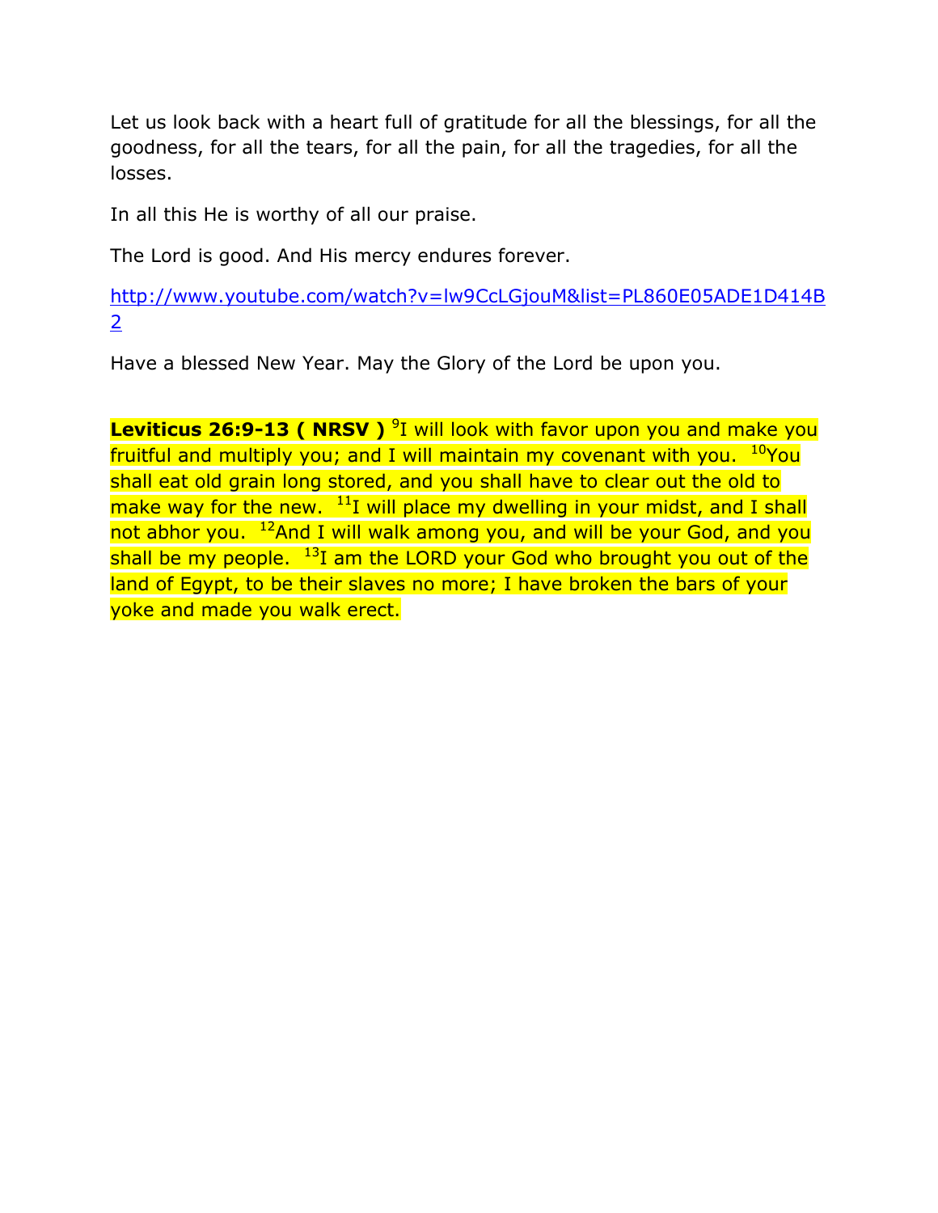Let us look back with a heart full of gratitude for all the blessings, for all the goodness, for all the tears, for all the pain, for all the tragedies, for all the losses.

In all this He is worthy of all our praise.

The Lord is good. And His mercy endures forever.

[http://www.youtube.com/watch?v=lw9CcLGjouM&list=PL860E05ADE1D414B2](http://www.youtube.com/watch?v=lw9CcLGjouM&list=PL860E05ADE1D414B2)

Have a blessed New Year. May the Glory of the Lord be upon you.

**Leviticus 26:9-13 ( NRSV )** [9]I will look with favor upon you and make you fruitful and multiply you; and I will maintain my covenant with you. [10]You shall eat old grain long stored, and you shall have to clear out the old to make way for the new. [11]I will place my dwelling in your midst, and I shall not abhor you. [12]And I will walk among you, and will be your God, and you shall be my people. [13]I am the LORD your God who brought you out of the land of Egypt, to be their slaves no more; I have broken the bars of your yoke and made you walk erect.